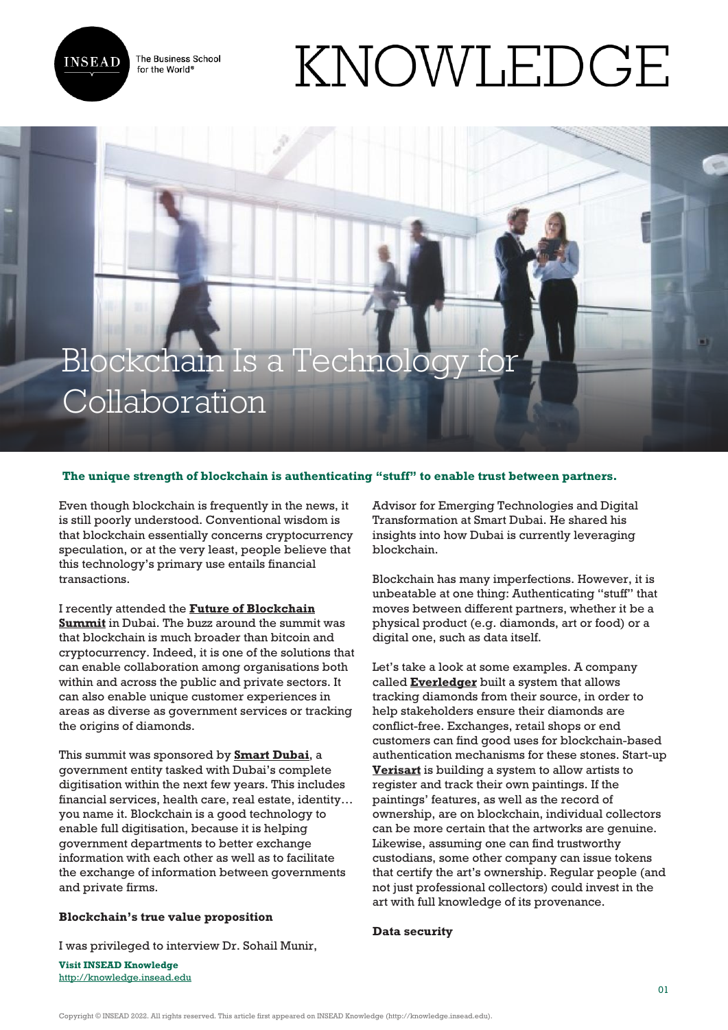# Blockchain Is a Technology for Collaboration

**The unique strength of blockchain is authenticating "stuff" to enable trust between partners.**

Even though blockchain is frequently in the news, it is still poorly understood. Conventional wisdom is that blockchain essentially concerns cryptocurrency speculation, or at the very least, people believe that this technology's primary use entails financial transactions.

I recently attended the **Future of Blockchain Summit** in Dubai. The buzz around the summit was that blockchain is much broader than bitcoin and cryptocurrency. Indeed, it is one of the solutions that can enable collaboration among organisations both within and across the public and private sectors. It can also enable unique customer experiences in areas as diverse as government services or tracking the origins of diamonds.

This summit was sponsored by **Smart Dubai**, a government entity tasked with Dubai's complete digitisation within the next few years. This includes financial services, health care, real estate, identity… you name it. Blockchain is a good technology to enable full digitisation, because it is helping government departments to better exchange information with each other as well as to facilitate the exchange of information between governments and private firms.

### Blockchain's true value proposition

I was privileged to interview Dr. Sohail Munir, Advisor for Emerging Technologies and Digital Transformation at Smart Dubai. He shared his insights into how Dubai is currently leveraging blockchain.

Blockchain has many imperfections. However, it is unbeatable at one thing: Authenticating "stuff" that moves between different partners, whether it be a physical product (e.g. diamonds, art or food) or a digital one, such as data itself.

Let's take a look at some examples. A company called **Everledger** built a system that allows tracking diamonds from their source, in order to help stakeholders ensure their diamonds are conflict-free. Exchanges, retail shops or end customers can find good uses for blockchain-based authentication mechanisms for these stones. Start-up **Verisart** is building a system to allow artists to register and track their own paintings. If the paintings' features, as well as the record of ownership, are on blockchain, individual collectors can be more certain that the artworks are genuine. Likewise, assuming one can find trustworthy custodians, some other company can issue tokens that certify the art's ownership. Regular people (and not just professional collectors) could invest in the art with full knowledge of its provenance.

### Data security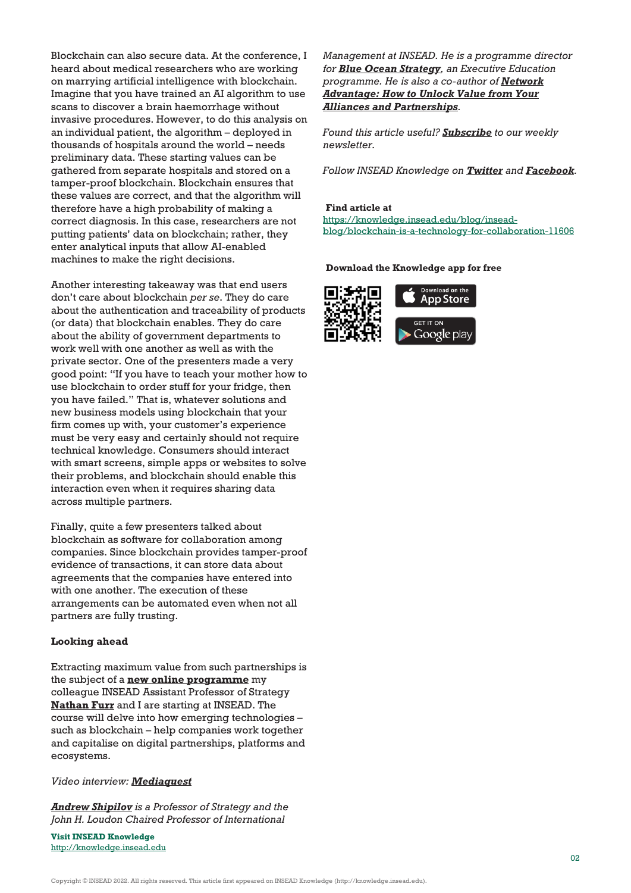Blockchain can also secure data. At the conference, I heard about medical researchers who are working on marrying artificial intelligence with blockchain. Imagine that you have trained an AI algorithm to use scans to discover a brain haemorrhage without invasive procedures. However, to do this analysis on an individual patient, the algorithm – deployed in thousands of hospitals around the world – needs preliminary data. These starting values can be gathered from separate hospitals and stored on a tamper-proof blockchain. Blockchain ensures that these values are correct, and that the algorithm will therefore have a high probability of making a correct diagnosis. In this case, researchers are not putting patients' data on blockchain; rather, they enter analytical inputs that allow AI-enabled machines to make the right decisions.

Another interesting takeaway was that end users don't care about blockchain *per se*. They do care about the authentication and traceability of products (or data) that blockchain enables. They do care about the ability of government departments to work well with one another as well as with the private sector. One of the presenters made a very good point: "If you have to teach your mother how to use blockchain to order stuff for your fridge, then you have failed." That is, whatever solutions and new business models using blockchain that your firm comes up with, your customer's experience must be very easy and certainly should not require technical knowledge. Consumers should interact with smart screens, simple apps or websites to solve their problems, and blockchain should enable this interaction even when it requires sharing data across multiple partners.

Finally, quite a few presenters talked about blockchain as software for collaboration among companies. Since blockchain provides tamper-proof evidence of transactions, it can store data about agreements that the companies have entered into with one another. The execution of these arrangements can be automated even when not all partners are fully trusting.

**Looking ahead**

Extracting maximum value from such partnerships is the subject of a **new online programme** my colleague INSEAD Assistant Professor of Strategy **Nathan Furr** and I are starting at INSEAD. The course will delve into how emerging technologies – such as blockchain – help companies work together and capitalise on digital partnerships, platforms and ecosystems.

*Video interview:* ***Mediaquest***

***Andrew Shipilov*** *is a Professor of Strategy and the John H. Loudon Chaired Professor of International Management at INSEAD. He is a programme director for* ***Blue Ocean Strategy****, an Executive Education programme. He is also a co-author of* ***Network Advantage: How to Unlock Value from Your Alliances and Partnerships****.*

*Found this article useful?* ***Subscribe*** *to our weekly newsletter.*

*Follow INSEAD Knowledge on* ***Twitter*** *and* ***Facebook****.*

**Find article at**
https://knowledge.insead.edu/blog/insead-blog/blockchain-is-a-technology-for-collaboration-11606

**Download the Knowledge app for free**

**Visit INSEAD Knowledge**
http://knowledge.insead.edu

Copyright © INSEAD 2022. All rights reserved. This article first appeared on INSEAD Knowledge (http://knowledge.insead.edu).